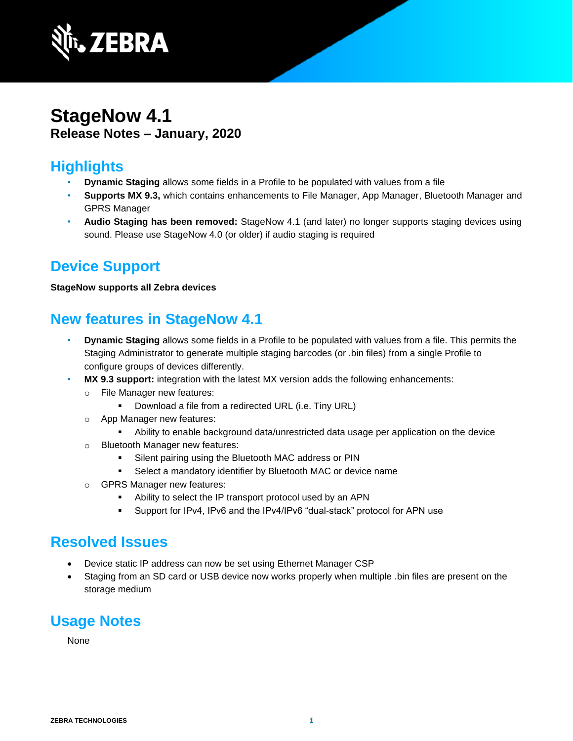# StageNow 4.1

## Release Notes – January, 2020

## Highlights

- **Dynamic Staging** allows some fields in a Profile to be populated with values from a file
- **Supports MX 9.3,** which contains enhancements to File Manager, App Manager, Bluetooth Manager and GPRS Manager
- **Audio Staging has been removed:** StageNow 4.1 (and later) no longer supports staging devices using sound. Please use StageNow 4.0 (or older) if audio staging is required

## Device Support

**StageNow supports all Zebra devices**

## New features in StageNow 4.1

- **Dynamic Staging** allows some fields in a Profile to be populated with values from a file. This permits the Staging Administrator to generate multiple staging barcodes (or .bin files) from a single Profile to configure groups of devices differently.
- **MX 9.3 support:** integration with the latest MX version adds the following enhancements:
  - File Manager new features:
    - Download a file from a redirected URL (i.e. Tiny URL)
  - App Manager new features:
    - Ability to enable background data/unrestricted data usage per application on the device
  - Bluetooth Manager new features:
    - Silent pairing using the Bluetooth MAC address or PIN
    - Select a mandatory identifier by Bluetooth MAC or device name
  - GPRS Manager new features:
    - Ability to select the IP transport protocol used by an APN
    - Support for IPv4, IPv6 and the IPv4/IPv6 "dual-stack" protocol for APN use

## Resolved Issues

- Device static IP address can now be set using Ethernet Manager CSP
- Staging from an SD card or USB device now works properly when multiple .bin files are present on the storage medium

## Usage Notes

None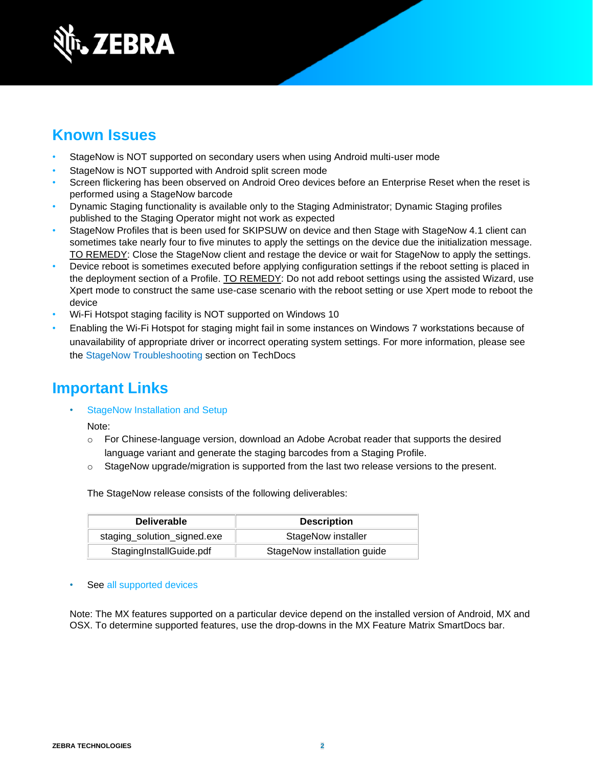## Known Issues

- StageNow is NOT supported on secondary users when using Android multi-user mode
- StageNow is NOT supported with Android split screen mode
- Screen flickering has been observed on Android Oreo devices before an Enterprise Reset when the reset is performed using a StageNow barcode
- Dynamic Staging functionality is available only to the Staging Administrator; Dynamic Staging profiles published to the Staging Operator might not work as expected
- StageNow Profiles that is been used for SKIPSUW on device and then Stage with StageNow 4.1 client can sometimes take nearly four to five minutes to apply the settings on the device due the initialization message. TO REMEDY: Close the StageNow client and restage the device or wait for StageNow to apply the settings.
- Device reboot is sometimes executed before applying configuration settings if the reboot setting is placed in the deployment section of a Profile. TO REMEDY: Do not add reboot settings using the assisted Wizard, use Xpert mode to construct the same use-case scenario with the reboot setting or use Xpert mode to reboot the device
- Wi-Fi Hotspot staging facility is NOT supported on Windows 10
- Enabling the Wi-Fi Hotspot for staging might fail in some instances on Windows 7 workstations because of unavailability of appropriate driver or incorrect operating system settings. For more information, please see the StageNow Troubleshooting section on TechDocs

## Important Links

- StageNow Installation and Setup

  Note:
  - For Chinese-language version, download an Adobe Acrobat reader that supports the desired language variant and generate the staging barcodes from a Staging Profile.
  - StageNow upgrade/migration is supported from the last two release versions to the present.

  The StageNow release consists of the following deliverables:

  | Deliverable | Description |
  | --- | --- |
  | staging_solution_signed.exe | StageNow installer |
  | StagingInstallGuide.pdf | StageNow installation guide |

- See all supported devices

Note: The MX features supported on a particular device depend on the installed version of Android, MX and OSX. To determine supported features, use the drop-downs in the MX Feature Matrix SmartDocs bar.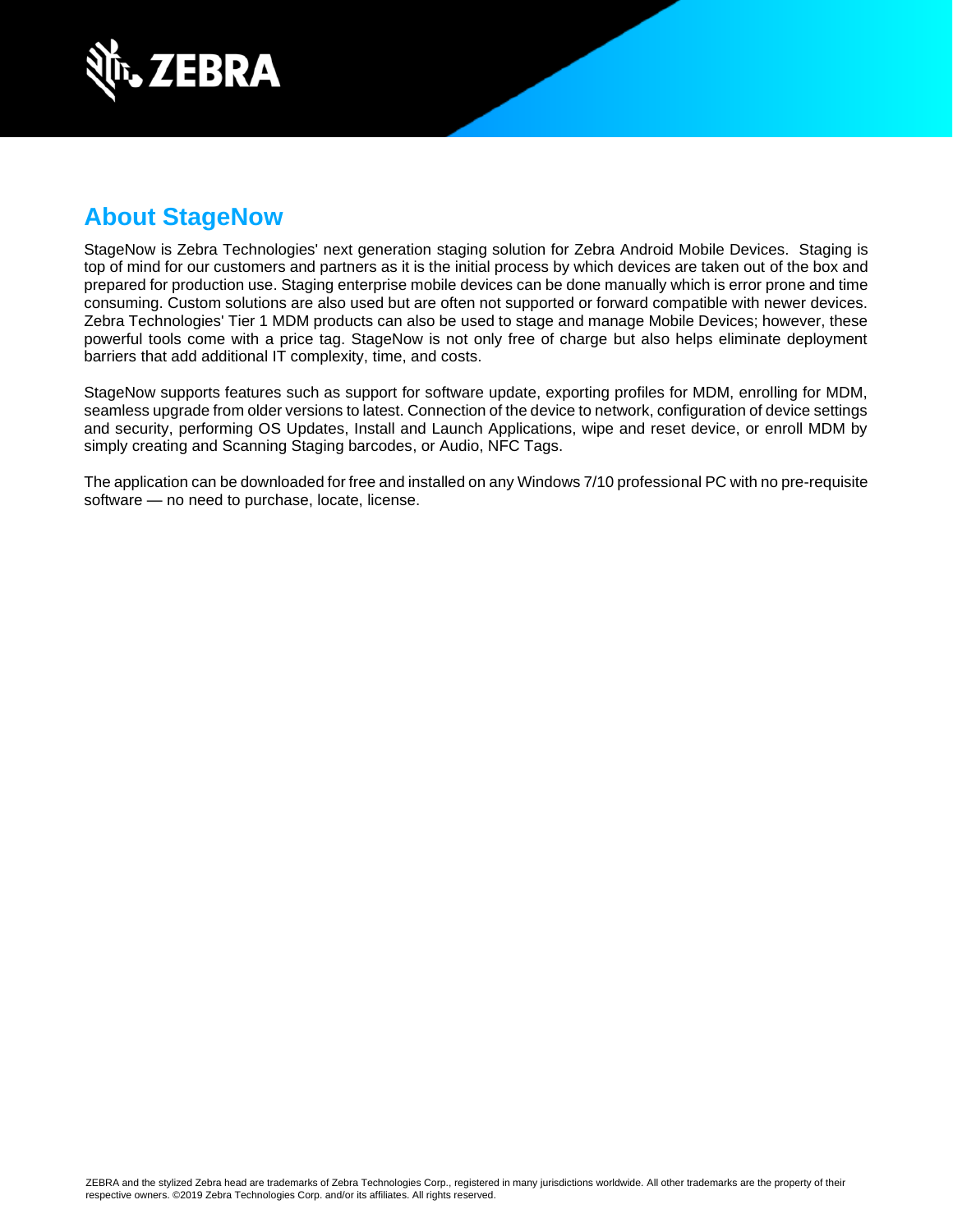## About StageNow

StageNow is Zebra Technologies' next generation staging solution for Zebra Android Mobile Devices. Staging is top of mind for our customers and partners as it is the initial process by which devices are taken out of the box and prepared for production use. Staging enterprise mobile devices can be done manually which is error prone and time consuming. Custom solutions are also used but are often not supported or forward compatible with newer devices. Zebra Technologies' Tier 1 MDM products can also be used to stage and manage Mobile Devices; however, these powerful tools come with a price tag. StageNow is not only free of charge but also helps eliminate deployment barriers that add additional IT complexity, time, and costs.

StageNow supports features such as support for software update, exporting profiles for MDM, enrolling for MDM, seamless upgrade from older versions to latest. Connection of the device to network, configuration of device settings and security, performing OS Updates, Install and Launch Applications, wipe and reset device, or enroll MDM by simply creating and Scanning Staging barcodes, or Audio, NFC Tags.

The application can be downloaded for free and installed on any Windows 7/10 professional PC with no pre-requisite software — no need to purchase, locate, license.

ZEBRA and the stylized Zebra head are trademarks of Zebra Technologies Corp., registered in many jurisdictions worldwide. All other trademarks are the property of their respective owners. ©2019 Zebra Technologies Corp. and/or its affiliates. All rights reserved.